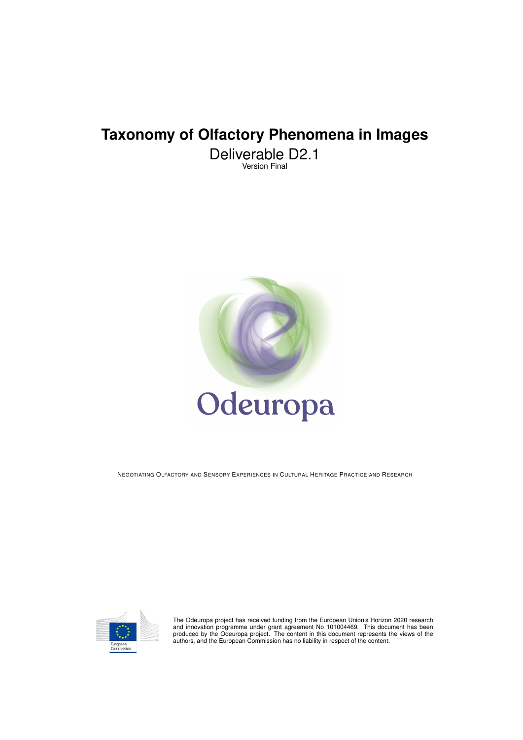# Taxonomy of Olfactory Phenomena in Images

Deliverable D2.1

Version Final

Odeuropa

NEGOTIATING OLFACTORY AND SENSORY EXPERIENCES IN CULTURAL HERITAGE PRACTICE AND RESEARCH

European Commission

The Odeuropa project has received funding from the European Union's Horizon 2020 research and innovation programme under grant agreement No 101004469. This document has been produced by the Odeuropa project. The content in this document represents the views of the authors, and the European Commission has no liability in respect of the content.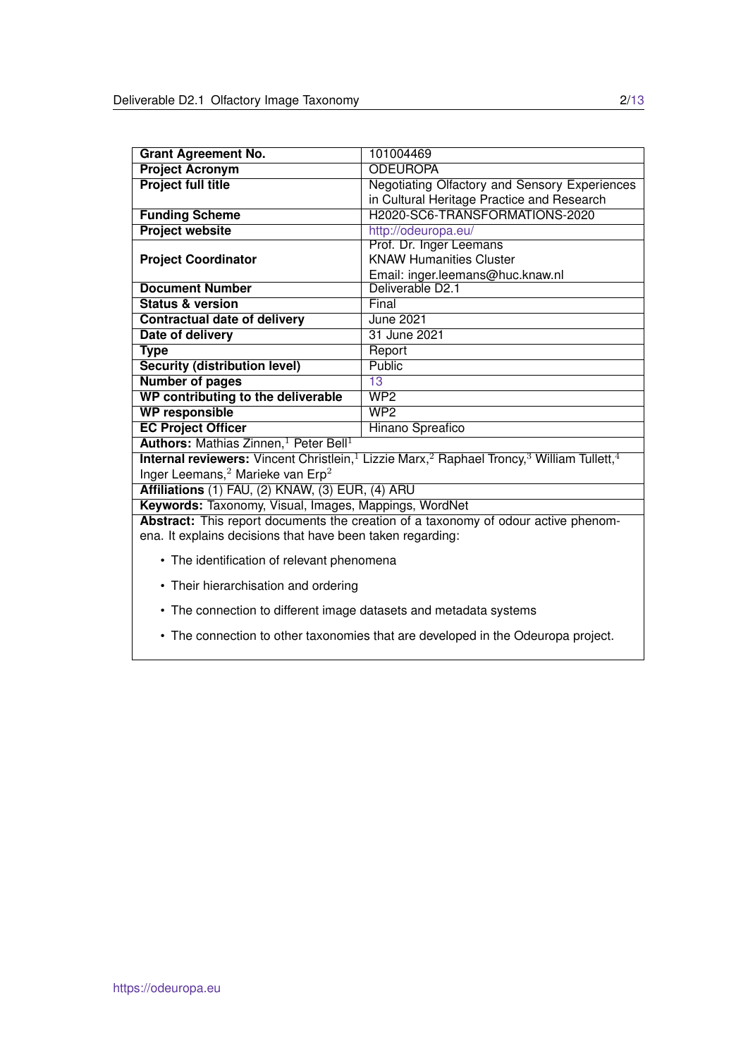| | |
|---|---|
| **Grant Agreement No.** | 101004469 |
| **Project Acronym** | ODEUROPA |
| **Project full title** | Negotiating Olfactory and Sensory Experiences in Cultural Heritage Practice and Research |
| **Funding Scheme** | H2020-SC6-TRANSFORMATIONS-2020 |
| **Project website** | http://odeuropa.eu/ |
| **Project Coordinator** | Prof. Dr. Inger Leemans<br>KNAW Humanities Cluster<br>Email: inger.leemans@huc.knaw.nl |
| **Document Number** | Deliverable D2.1 |
| **Status & version** | Final |
| **Contractual date of delivery** | June 2021 |
| **Date of delivery** | 31 June 2021 |
| **Type** | Report |
| **Security (distribution level)** | Public |
| **Number of pages** | 13 |
| **WP contributing to the deliverable** | WP2 |
| **WP responsible** | WP2 |
| **EC Project Officer** | Hinano Spreafico |

**Authors:** Mathias Zinnen,[1] Peter Bell[1]

**Internal reviewers:** Vincent Christlein,[1] Lizzie Marx,[2] Raphael Troncy,[3] William Tullett,[4] Inger Leemans,[2] Marieke van Erp[2]

**Affiliations** (1) FAU, (2) KNAW, (3) EUR, (4) ARU

**Keywords:** Taxonomy, Visual, Images, Mappings, WordNet

**Abstract:** This report documents the creation of a taxonomy of odour active phenomena. It explains decisions that have been taken regarding:

- The identification of relevant phenomena
- Their hierarchisation and ordering
- The connection to different image datasets and metadata systems
- The connection to other taxonomies that are developed in the Odeuropa project.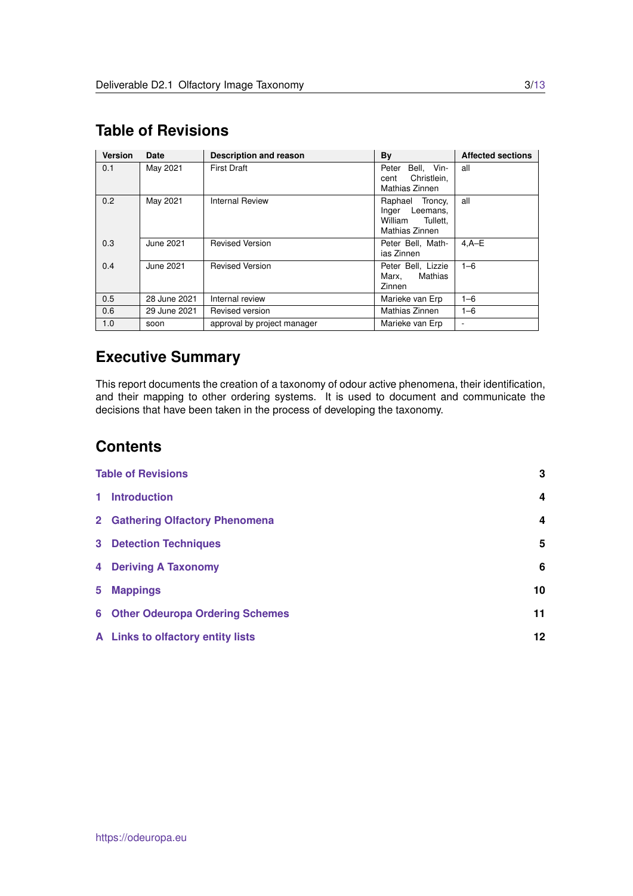## Table of Revisions

| Version | Date | Description and reason | By | Affected sections |
|---|---|---|---|---|
| 0.1 | May 2021 | First Draft | Peter Bell, Vincent Christlein, Mathias Zinnen | all |
| 0.2 | May 2021 | Internal Review | Raphael Troncy, Inger Leemans, William Tullett, Mathias Zinnen | all |
| 0.3 | June 2021 | Revised Version | Peter Bell, Mathias Zinnen | 4,A–E |
| 0.4 | June 2021 | Revised Version | Peter Bell, Lizzie Marx, Mathias Zinnen | 1–6 |
| 0.5 | 28 June 2021 | Internal review | Marieke van Erp | 1–6 |
| 0.6 | 29 June 2021 | Revised version | Mathias Zinnen | 1–6 |
| 1.0 | soon | approval by project manager | Marieke van Erp | - |

## Executive Summary

This report documents the creation of a taxonomy of odour active phenomena, their identification, and their mapping to other ordering systems. It is used to document and communicate the decisions that have been taken in the process of developing the taxonomy.

## Contents

- Table of Revisions — 3
- 1 Introduction — 4
- 2 Gathering Olfactory Phenomena — 4
- 3 Detection Techniques — 5
- 4 Deriving A Taxonomy — 6
- 5 Mappings — 10
- 6 Other Odeuropa Ordering Schemes — 11
- A Links to olfactory entity lists — 12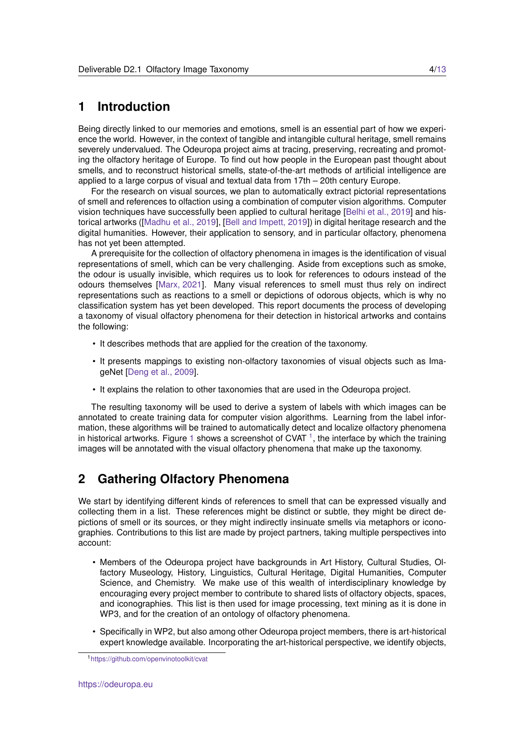# 1 Introduction

Being directly linked to our memories and emotions, smell is an essential part of how we experience the world. However, in the context of tangible and intangible cultural heritage, smell remains severely undervalued. The Odeuropa project aims at tracing, preserving, recreating and promoting the olfactory heritage of Europe. To find out how people in the European past thought about smells, and to reconstruct historical smells, state-of-the-art methods of artificial intelligence are applied to a large corpus of visual and textual data from 17th – 20th century Europe.

For the research on visual sources, we plan to automatically extract pictorial representations of smell and references to olfaction using a combination of computer vision algorithms. Computer vision techniques have successfully been applied to cultural heritage [Belhi et al., 2019] and historical artworks ([Madhu et al., 2019], [Bell and Impett, 2019]) in digital heritage research and the digital humanities. However, their application to sensory, and in particular olfactory, phenomena has not yet been attempted.

A prerequisite for the collection of olfactory phenomena in images is the identification of visual representations of smell, which can be very challenging. Aside from exceptions such as smoke, the odour is usually invisible, which requires us to look for references to odours instead of the odours themselves [Marx, 2021]. Many visual references to smell must thus rely on indirect representations such as reactions to a smell or depictions of odorous objects, which is why no classification system has yet been developed. This report documents the process of developing a taxonomy of visual olfactory phenomena for their detection in historical artworks and contains the following:

- It describes methods that are applied for the creation of the taxonomy.
- It presents mappings to existing non-olfactory taxonomies of visual objects such as ImageNet [Deng et al., 2009].
- It explains the relation to other taxonomies that are used in the Odeuropa project.

The resulting taxonomy will be used to derive a system of labels with which images can be annotated to create training data for computer vision algorithms. Learning from the label information, these algorithms will be trained to automatically detect and localize olfactory phenomena in historical artworks. Figure 1 shows a screenshot of CVAT [1], the interface by which the training images will be annotated with the visual olfactory phenomena that make up the taxonomy.

# 2 Gathering Olfactory Phenomena

We start by identifying different kinds of references to smell that can be expressed visually and collecting them in a list. These references might be distinct or subtle, they might be direct depictions of smell or its sources, or they might indirectly insinuate smells via metaphors or iconographies. Contributions to this list are made by project partners, taking multiple perspectives into account:

- Members of the Odeuropa project have backgrounds in Art History, Cultural Studies, Olfactory Museology, History, Linguistics, Cultural Heritage, Digital Humanities, Computer Science, and Chemistry. We make use of this wealth of interdisciplinary knowledge by encouraging every project member to contribute to shared lists of olfactory objects, spaces, and iconographies. This list is then used for image processing, text mining as it is done in WP3, and for the creation of an ontology of olfactory phenomena.
- Specifically in WP2, but also among other Odeuropa project members, there is art-historical expert knowledge available. Incorporating the art-historical perspective, we identify objects,

[1] https://github.com/openvinotoolkit/cvat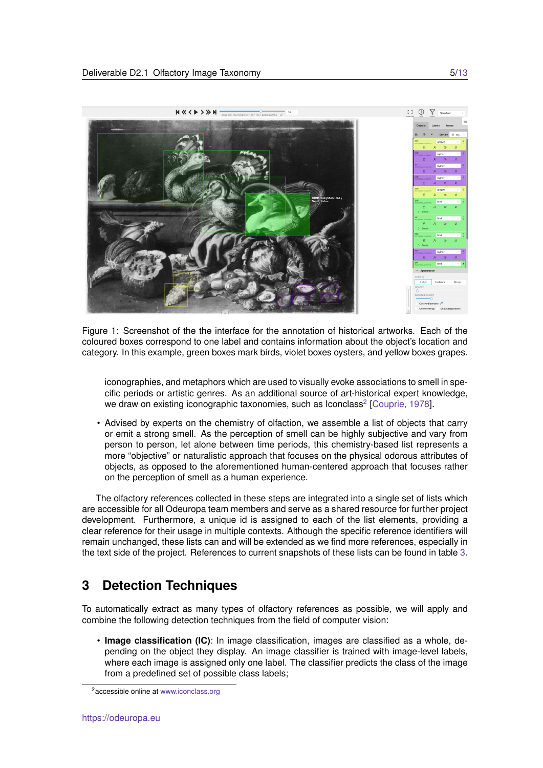Figure 1: Screenshot of the the interface for the annotation of historical artworks. Each of the coloured boxes correspond to one label and contains information about the object's location and category. In this example, green boxes mark birds, violet boxes oysters, and yellow boxes grapes.

iconographies, and metaphors which are used to visually evoke associations to smell in specific periods or artistic genres. As an additional source of art-historical expert knowledge, we draw on existing iconographic taxonomies, such as Iconclass[2] [Couprie, 1978].

- Advised by experts on the chemistry of olfaction, we assemble a list of objects that carry or emit a strong smell. As the perception of smell can be highly subjective and vary from person to person, let alone between time periods, this chemistry-based list represents a more "objective" or naturalistic approach that focuses on the physical odorous attributes of objects, as opposed to the aforementioned human-centered approach that focuses rather on the perception of smell as a human experience.

The olfactory references collected in these steps are integrated into a single set of lists which are accessible for all Odeuropa team members and serve as a shared resource for further project development. Furthermore, a unique id is assigned to each of the list elements, providing a clear reference for their usage in multiple contexts. Although the specific reference identifiers will remain unchanged, these lists can and will be extended as we find more references, especially in the text side of the project. References to current snapshots of these lists can be found in table 3.

# 3 Detection Techniques

To automatically extract as many types of olfactory references as possible, we will apply and combine the following detection techniques from the field of computer vision:

- **Image classification (IC)**: In image classification, images are classified as a whole, depending on the object they display. An image classifier is trained with image-level labels, where each image is assigned only one label. The classifier predicts the class of the image from a predefined set of possible class labels;

[2] accessible online at www.iconclass.org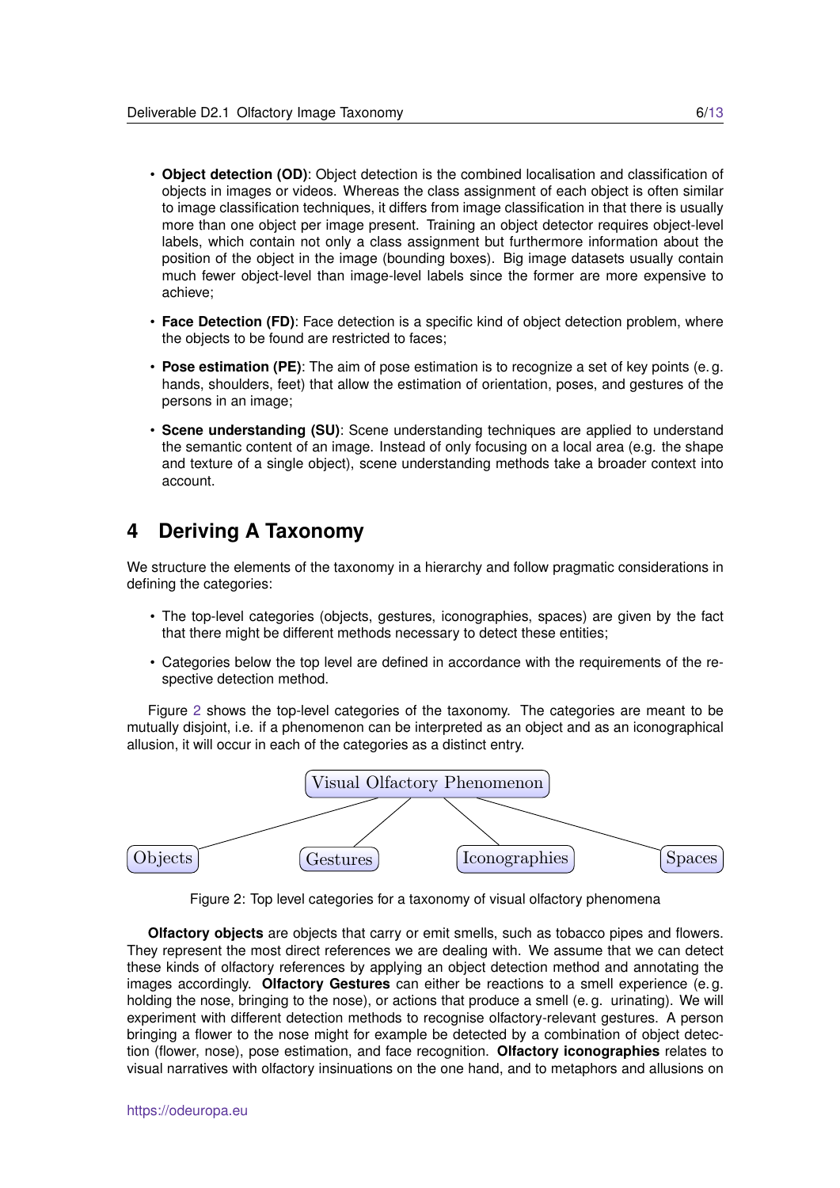- **Object detection (OD)**: Object detection is the combined localisation and classification of objects in images or videos. Whereas the class assignment of each object is often similar to image classification techniques, it differs from image classification in that there is usually more than one object per image present. Training an object detector requires object-level labels, which contain not only a class assignment but furthermore information about the position of the object in the image (bounding boxes). Big image datasets usually contain much fewer object-level than image-level labels since the former are more expensive to achieve;
- **Face Detection (FD)**: Face detection is a specific kind of object detection problem, where the objects to be found are restricted to faces;
- **Pose estimation (PE)**: The aim of pose estimation is to recognize a set of key points (e. g. hands, shoulders, feet) that allow the estimation of orientation, poses, and gestures of the persons in an image;
- **Scene understanding (SU)**: Scene understanding techniques are applied to understand the semantic content of an image. Instead of only focusing on a local area (e.g. the shape and texture of a single object), scene understanding methods take a broader context into account.

# 4 Deriving A Taxonomy

We structure the elements of the taxonomy in a hierarchy and follow pragmatic considerations in defining the categories:

- The top-level categories (objects, gestures, iconographies, spaces) are given by the fact that there might be different methods necessary to detect these entities;
- Categories below the top level are defined in accordance with the requirements of the respective detection method.

Figure 2 shows the top-level categories of the taxonomy. The categories are meant to be mutually disjoint, i.e. if a phenomenon can be interpreted as an object and as an iconographical allusion, it will occur in each of the categories as a distinct entry.

```
Visual Olfactory Phenomenon
├── Objects
├── Gestures
├── Iconographies
└── Spaces
```

Figure 2: Top level categories for a taxonomy of visual olfactory phenomena

**Olfactory objects** are objects that carry or emit smells, such as tobacco pipes and flowers. They represent the most direct references we are dealing with. We assume that we can detect these kinds of olfactory references by applying an object detection method and annotating the images accordingly. **Olfactory Gestures** can either be reactions to a smell experience (e. g. holding the nose, bringing to the nose), or actions that produce a smell (e. g. urinating). We will experiment with different detection methods to recognise olfactory-relevant gestures. A person bringing a flower to the nose might for example be detected by a combination of object detection (flower, nose), pose estimation, and face recognition. **Olfactory iconographies** relates to visual narratives with olfactory insinuations on the one hand, and to metaphors and allusions on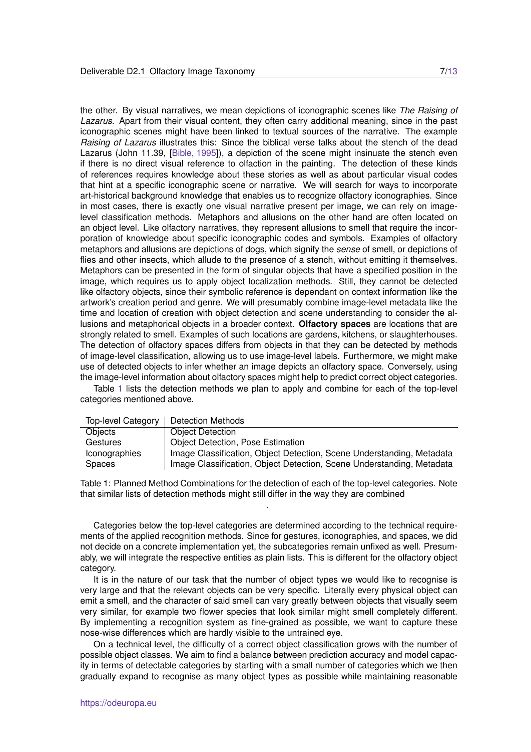the other. By visual narratives, we mean depictions of iconographic scenes like *The Raising of Lazarus*. Apart from their visual content, they often carry additional meaning, since in the past iconographic scenes might have been linked to textual sources of the narrative. The example *Raising of Lazarus* illustrates this: Since the biblical verse talks about the stench of the dead Lazarus (John 11.39, [Bible, 1995]), a depiction of the scene might insinuate the stench even if there is no direct visual reference to olfaction in the painting. The detection of these kinds of references requires knowledge about these stories as well as about particular visual codes that hint at a specific iconographic scene or narrative. We will search for ways to incorporate art-historical background knowledge that enables us to recognize olfactory iconographies. Since in most cases, there is exactly one visual narrative present per image, we can rely on image-level classification methods. Metaphors and allusions on the other hand are often located on an object level. Like olfactory narratives, they represent allusions to smell that require the incorporation of knowledge about specific iconographic codes and symbols. Examples of olfactory metaphors and allusions are depictions of dogs, which signify the *sense* of smell, or depictions of flies and other insects, which allude to the presence of a stench, without emitting it themselves. Metaphors can be presented in the form of singular objects that have a specified position in the image, which requires us to apply object localization methods. Still, they cannot be detected like olfactory objects, since their symbolic reference is dependant on context information like the artwork's creation period and genre. We will presumably combine image-level metadata like the time and location of creation with object detection and scene understanding to consider the allusions and metaphorical objects in a broader context. **Olfactory spaces** are locations that are strongly related to smell. Examples of such locations are gardens, kitchens, or slaughterhouses. The detection of olfactory spaces differs from objects in that they can be detected by methods of image-level classification, allowing us to use image-level labels. Furthermore, we might make use of detected objects to infer whether an image depicts an olfactory space. Conversely, using the image-level information about olfactory spaces might help to predict correct object categories.

Table 1 lists the detection methods we plan to apply and combine for each of the top-level categories mentioned above.

| Top-level Category | Detection Methods |
|---|---|
| Objects | Object Detection |
| Gestures | Object Detection, Pose Estimation |
| Iconographies | Image Classification, Object Detection, Scene Understanding, Metadata |
| Spaces | Image Classification, Object Detection, Scene Understanding, Metadata |

Table 1: Planned Method Combinations for the detection of each of the top-level categories. Note that similar lists of detection methods might still differ in the way they are combined

.

Categories below the top-level categories are determined according to the technical requirements of the applied recognition methods. Since for gestures, iconographies, and spaces, we did not decide on a concrete implementation yet, the subcategories remain unfixed as well. Presumably, we will integrate the respective entities as plain lists. This is different for the olfactory object category.

It is in the nature of our task that the number of object types we would like to recognise is very large and that the relevant objects can be very specific. Literally every physical object can emit a smell, and the character of said smell can vary greatly between objects that visually seem very similar, for example two flower species that look similar might smell completely different. By implementing a recognition system as fine-grained as possible, we want to capture these nose-wise differences which are hardly visible to the untrained eye.

On a technical level, the difficulty of a correct object classification grows with the number of possible object classes. We aim to find a balance between prediction accuracy and model capacity in terms of detectable categories by starting with a small number of categories which we then gradually expand to recognise as many object types as possible while maintaining reasonable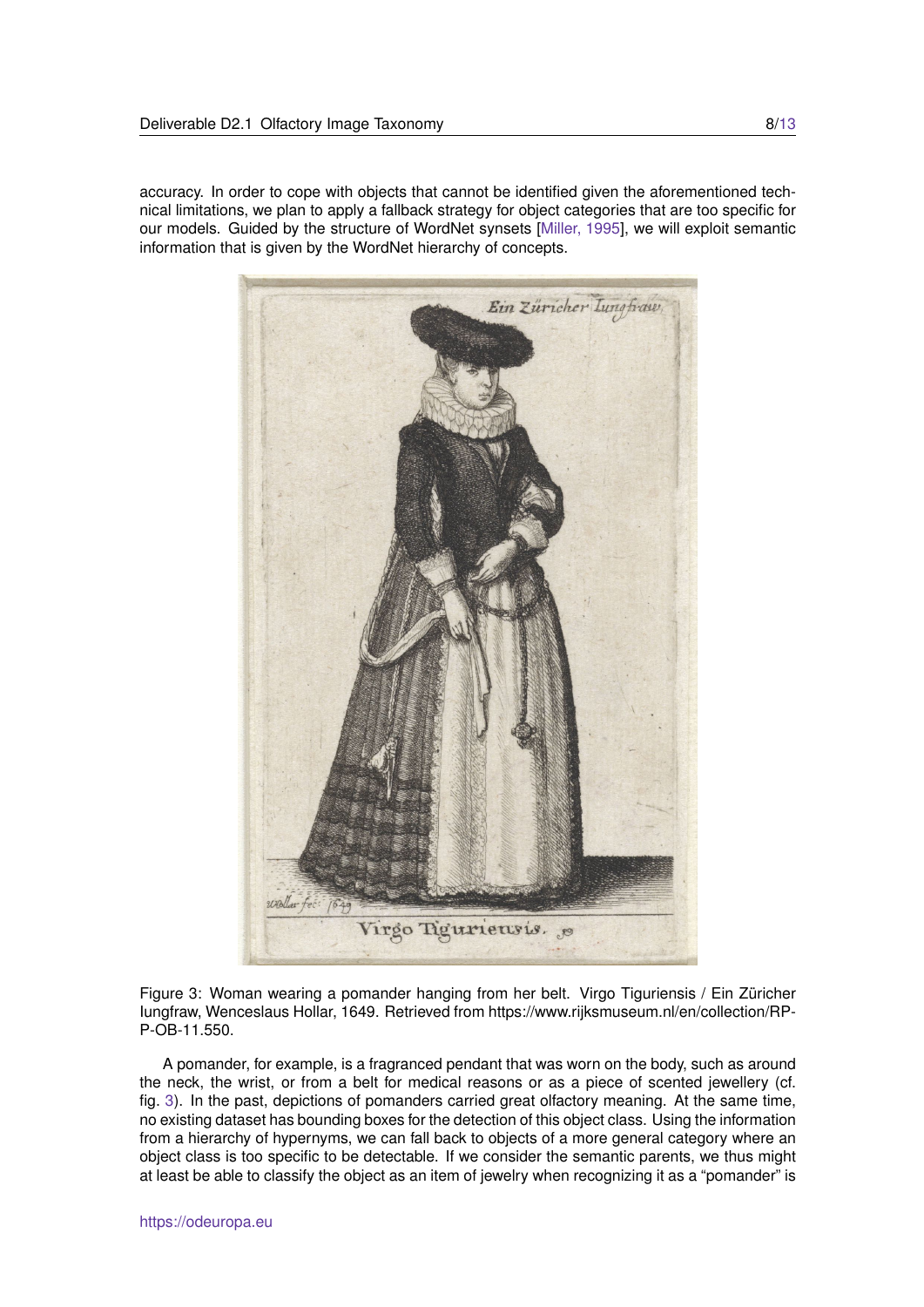accuracy. In order to cope with objects that cannot be identified given the aforementioned technical limitations, we plan to apply a fallback strategy for object categories that are too specific for our models. Guided by the structure of WordNet synsets [Miller, 1995], we will exploit semantic information that is given by the WordNet hierarchy of concepts.

Figure 3: Woman wearing a pomander hanging from her belt. Virgo Tiguriensis / Ein Züricher Iungfraw, Wenceslaus Hollar, 1649. Retrieved from https://www.rijksmuseum.nl/en/collection/RP-P-OB-11.550.

A pomander, for example, is a fragranced pendant that was worn on the body, such as around the neck, the wrist, or from a belt for medical reasons or as a piece of scented jewellery (cf. fig. 3). In the past, depictions of pomanders carried great olfactory meaning. At the same time, no existing dataset has bounding boxes for the detection of this object class. Using the information from a hierarchy of hypernyms, we can fall back to objects of a more general category where an object class is too specific to be detectable. If we consider the semantic parents, we thus might at least be able to classify the object as an item of jewelry when recognizing it as a "pomander" is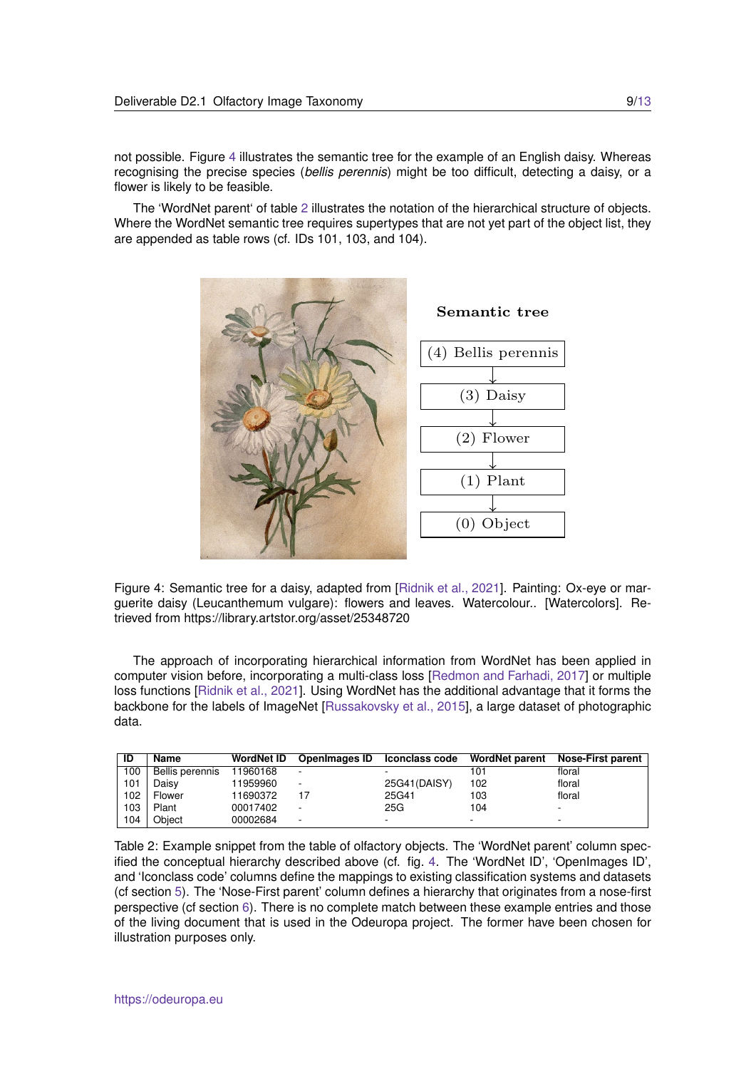not possible. Figure 4 illustrates the semantic tree for the example of an English daisy. Whereas recognising the precise species (*bellis perennis*) might be too difficult, detecting a daisy, or a flower is likely to be feasible.

The 'WordNet parent' of table 2 illustrates the notation of the hierarchical structure of objects. Where the WordNet semantic tree requires supertypes that are not yet part of the object list, they are appended as table rows (cf. IDs 101, 103, and 104).

**Semantic tree**

(4) Bellis perennis → (3) Daisy → (2) Flower → (1) Plant → (0) Object

Figure 4: Semantic tree for a daisy, adapted from [Ridnik et al., 2021]. Painting: Ox-eye or marguerite daisy (Leucanthemum vulgare): flowers and leaves. Watercolour.. [Watercolors]. Retrieved from https://library.artstor.org/asset/25348720

The approach of incorporating hierarchical information from WordNet has been applied in computer vision before, incorporating a multi-class loss [Redmon and Farhadi, 2017] or multiple loss functions [Ridnik et al., 2021]. Using WordNet has the additional advantage that it forms the backbone for the labels of ImageNet [Russakovsky et al., 2015], a large dataset of photographic data.

| ID | Name | WordNet ID | OpenImages ID | Iconclass code | WordNet parent | Nose-First parent |
|---|---|---|---|---|---|---|
| 100 | Bellis perennis | 11960168 | - | - | 101 | floral |
| 101 | Daisy | 11959960 | - | 25G41(DAISY) | 102 | floral |
| 102 | Flower | 11690372 | 17 | 25G41 | 103 | floral |
| 103 | Plant | 00017402 | - | 25G | 104 | - |
| 104 | Object | 00002684 | - | - | - | - |

Table 2: Example snippet from the table of olfactory objects. The 'WordNet parent' column specified the conceptual hierarchy described above (cf. fig. 4. The 'WordNet ID', 'OpenImages ID', and 'Iconclass code' columns define the mappings to existing classification systems and datasets (cf section 5). The 'Nose-First parent' column defines a hierarchy that originates from a nose-first perspective (cf section 6). There is no complete match between these example entries and those of the living document that is used in the Odeuropa project. The former have been chosen for illustration purposes only.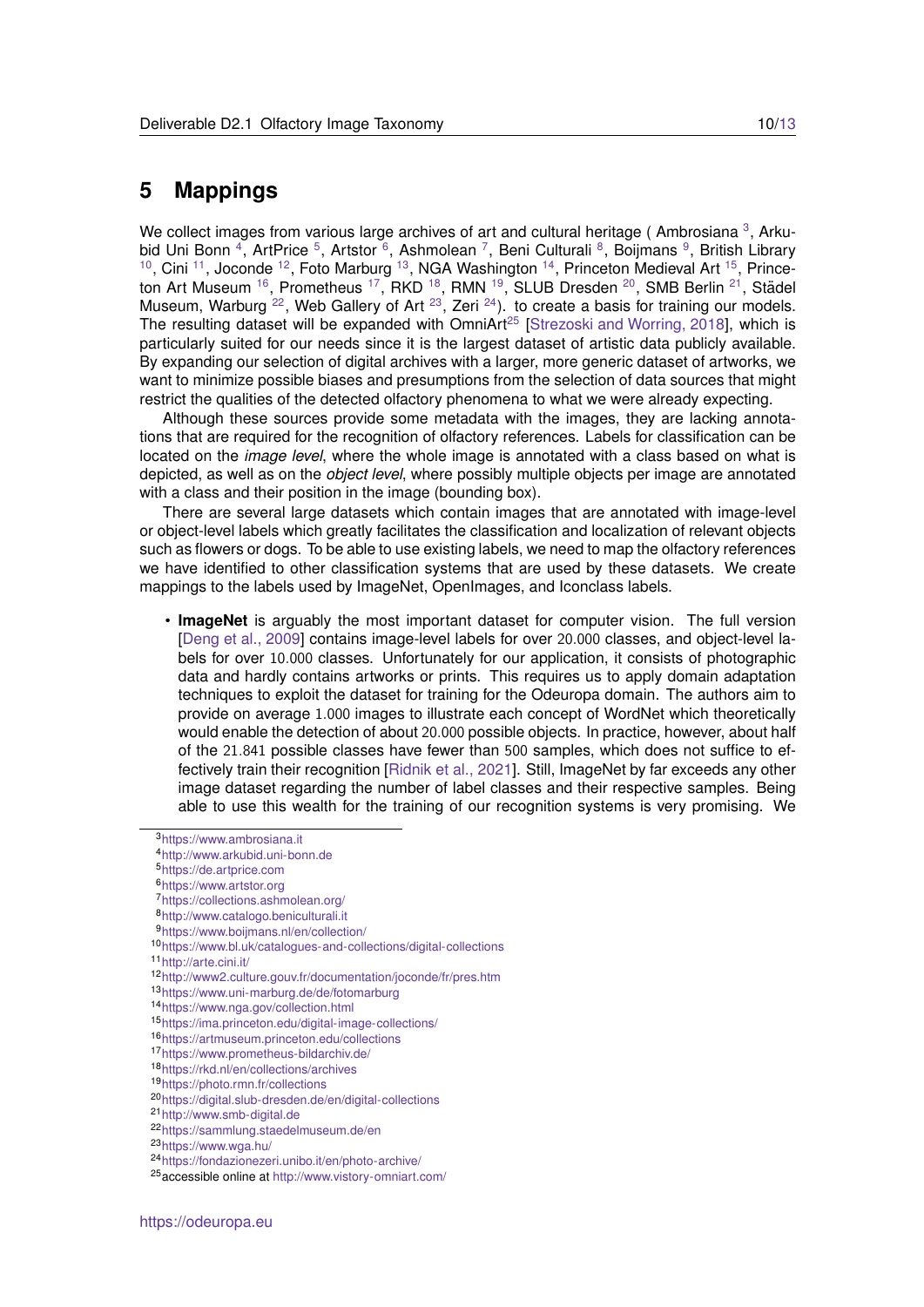# 5 Mappings

We collect images from various large archives of art and cultural heritage ( Ambrosiana [3], Arkubid Uni Bonn [4], ArtPrice [5], Artstor [6], Ashmolean [7], Beni Culturali [8], Boijmans [9], British Library [10], Cini [11], Joconde [12], Foto Marburg [13], NGA Washington [14], Princeton Medieval Art [15], Princeton Art Museum [16], Prometheus [17], RKD [18], RMN [19], SLUB Dresden [20], SMB Berlin [21], Städel Museum, Warburg [22], Web Gallery of Art [23], Zeri [24]). to create a basis for training our models. The resulting dataset will be expanded with OmniArt[25] [Strezoski and Worring, 2018], which is particularly suited for our needs since it is the largest dataset of artistic data publicly available. By expanding our selection of digital archives with a larger, more generic dataset of artworks, we want to minimize possible biases and presumptions from the selection of data sources that might restrict the qualities of the detected olfactory phenomena to what we were already expecting.

Although these sources provide some metadata with the images, they are lacking annotations that are required for the recognition of olfactory references. Labels for classification can be located on the *image level*, where the whole image is annotated with a class based on what is depicted, as well as on the *object level*, where possibly multiple objects per image are annotated with a class and their position in the image (bounding box).

There are several large datasets which contain images that are annotated with image-level or object-level labels which greatly facilitates the classification and localization of relevant objects such as flowers or dogs. To be able to use existing labels, we need to map the olfactory references we have identified to other classification systems that are used by these datasets. We create mappings to the labels used by ImageNet, OpenImages, and Iconclass labels.

- **ImageNet** is arguably the most important dataset for computer vision. The full version [Deng et al., 2009] contains image-level labels for over 20.000 classes, and object-level labels for over 10.000 classes. Unfortunately for our application, it consists of photographic data and hardly contains artworks or prints. This requires us to apply domain adaptation techniques to exploit the dataset for training for the Odeuropa domain. The authors aim to provide on average 1.000 images to illustrate each concept of WordNet which theoretically would enable the detection of about 20.000 possible objects. In practice, however, about half of the 21.841 possible classes have fewer than 500 samples, which does not suffice to effectively train their recognition [Ridnik et al., 2021]. Still, ImageNet by far exceeds any other image dataset regarding the number of label classes and their respective samples. Being able to use this wealth for the training of our recognition systems is very promising. We

[3] https://www.ambrosiana.it
[4] http://www.arkubid.uni-bonn.de
[5] https://de.artprice.com
[6] https://www.artstor.org
[7] https://collections.ashmolean.org/
[8] http://www.catalogo.beniculturali.it
[9] https://www.boijmans.nl/en/collection/
[10] https://www.bl.uk/catalogues-and-collections/digital-collections
[11] http://arte.cini.it/
[12] http://www2.culture.gouv.fr/documentation/joconde/fr/pres.htm
[13] https://www.uni-marburg.de/de/fotomarburg
[14] https://www.nga.gov/collection.html
[15] https://ima.princeton.edu/digital-image-collections/
[16] https://artmuseum.princeton.edu/collections
[17] https://www.prometheus-bildarchiv.de/
[18] https://rkd.nl/en/collections/archives
[19] https://photo.rmn.fr/collections
[20] https://digital.slub-dresden.de/en/digital-collections
[21] http://www.smb-digital.de
[22] https://sammlung.staedelmuseum.de/en
[23] https://www.wga.hu/
[24] https://fondazionezeri.unibo.it/en/photo-archive/
[25] accessible online at http://www.vistory-omniart.com/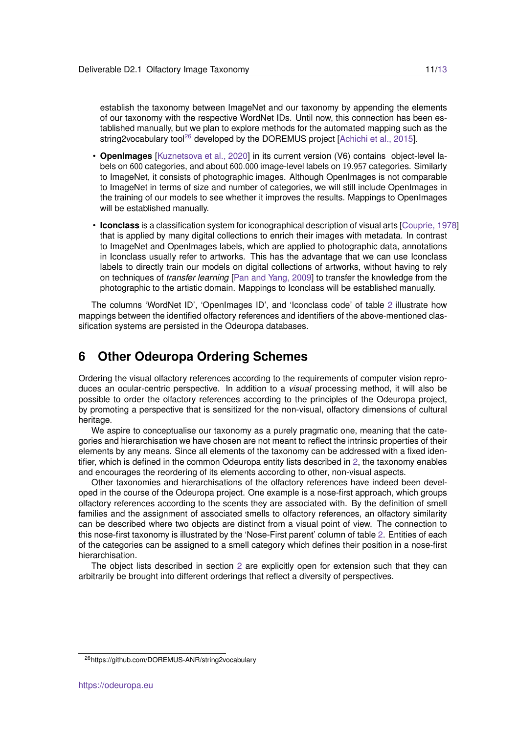establish the taxonomy between ImageNet and our taxonomy by appending the elements of our taxonomy with the respective WordNet IDs. Until now, this connection has been established manually, but we plan to explore methods for the automated mapping such as the string2vocabulary tool[26] developed by the DOREMUS project [Achichi et al., 2015].

- **OpenImages** [Kuznetsova et al., 2020] in its current version (V6) contains object-level labels on 600 categories, and about 600.000 image-level labels on 19.957 categories. Similarly to ImageNet, it consists of photographic images. Although OpenImages is not comparable to ImageNet in terms of size and number of categories, we will still include OpenImages in the training of our models to see whether it improves the results. Mappings to OpenImages will be established manually.
- **Iconclass** is a classification system for iconographical description of visual arts [Couprie, 1978] that is applied by many digital collections to enrich their images with metadata. In contrast to ImageNet and OpenImages labels, which are applied to photographic data, annotations in Iconclass usually refer to artworks. This has the advantage that we can use Iconclass labels to directly train our models on digital collections of artworks, without having to rely on techniques of *transfer learning* [Pan and Yang, 2009] to transfer the knowledge from the photographic to the artistic domain. Mappings to Iconclass will be established manually.

The columns 'WordNet ID', 'OpenImages ID', and 'Iconclass code' of table 2 illustrate how mappings between the identified olfactory references and identifiers of the above-mentioned classification systems are persisted in the Odeuropa databases.

# 6 Other Odeuropa Ordering Schemes

Ordering the visual olfactory references according to the requirements of computer vision reproduces an ocular-centric perspective. In addition to a *visual* processing method, it will also be possible to order the olfactory references according to the principles of the Odeuropa project, by promoting a perspective that is sensitized for the non-visual, olfactory dimensions of cultural heritage.

We aspire to conceptualise our taxonomy as a purely pragmatic one, meaning that the categories and hierarchisation we have chosen are not meant to reflect the intrinsic properties of their elements by any means. Since all elements of the taxonomy can be addressed with a fixed identifier, which is defined in the common Odeuropa entity lists described in 2, the taxonomy enables and encourages the reordering of its elements according to other, non-visual aspects.

Other taxonomies and hierarchisations of the olfactory references have indeed been developed in the course of the Odeuropa project. One example is a nose-first approach, which groups olfactory references according to the scents they are associated with. By the definition of smell families and the assignment of associated smells to olfactory references, an olfactory similarity can be described where two objects are distinct from a visual point of view. The connection to this nose-first taxonomy is illustrated by the 'Nose-First parent' column of table 2. Entities of each of the categories can be assigned to a smell category which defines their position in a nose-first hierarchisation.

The object lists described in section 2 are explicitly open for extension such that they can arbitrarily be brought into different orderings that reflect a diversity of perspectives.

[26] https://github.com/DOREMUS-ANR/string2vocabulary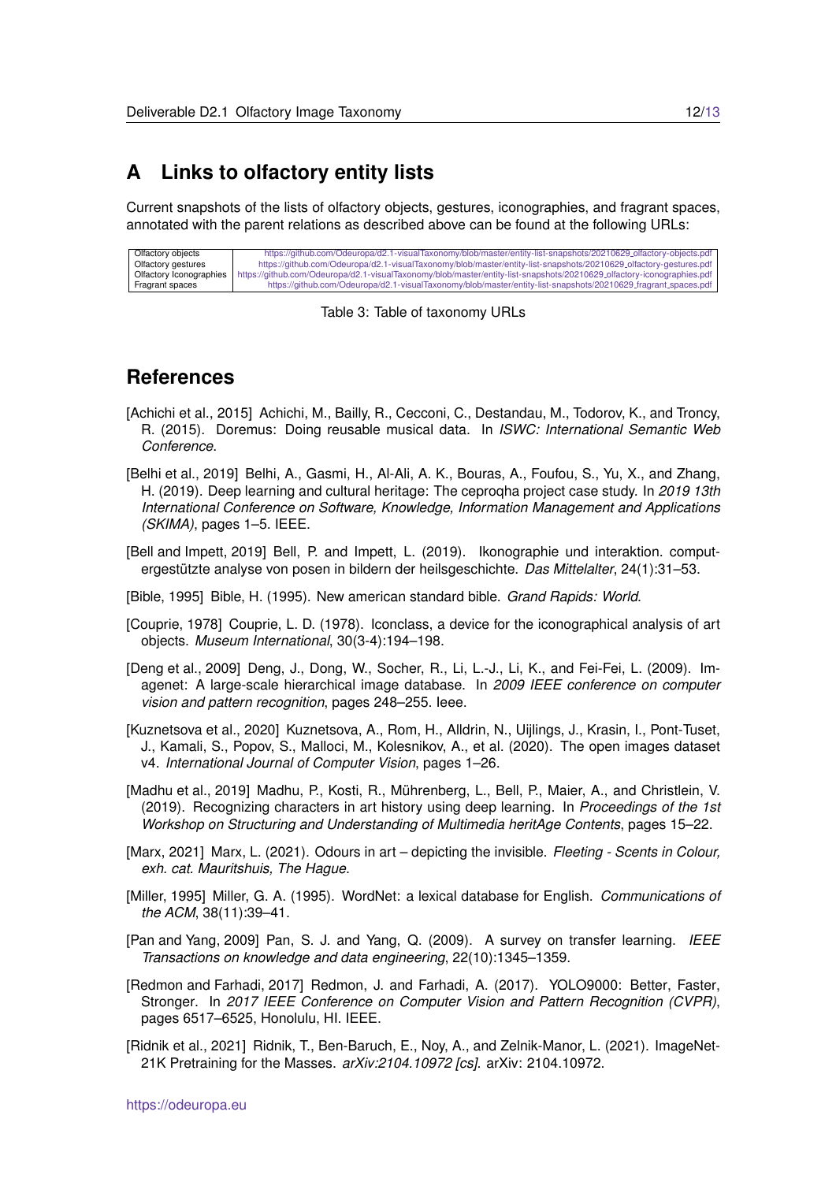# A Links to olfactory entity lists

Current snapshots of the lists of olfactory objects, gestures, iconographies, and fragrant spaces, annotated with the parent relations as described above can be found at the following URLs:

| | |
|---|---|
| Olfactory objects | https://github.com/Odeuropa/d2.1-visualTaxonomy/blob/master/entity-list-snapshots/20210629_olfactory-objects.pdf |
| Olfactory gestures | https://github.com/Odeuropa/d2.1-visualTaxonomy/blob/master/entity-list-snapshots/20210629_olfactory-gestures.pdf |
| Olfactory Iconographies | https://github.com/Odeuropa/d2.1-visualTaxonomy/blob/master/entity-list-snapshots/20210629_olfactory-iconographies.pdf |
| Fragrant spaces | https://github.com/Odeuropa/d2.1-visualTaxonomy/blob/master/entity-list-snapshots/20210629_fragrant_spaces.pdf |

Table 3: Table of taxonomy URLs

# References

[Achichi et al., 2015] Achichi, M., Bailly, R., Cecconi, C., Destandau, M., Todorov, K., and Troncy, R. (2015). Doremus: Doing reusable musical data. In *ISWC: International Semantic Web Conference*.

[Belhi et al., 2019] Belhi, A., Gasmi, H., Al-Ali, A. K., Bouras, A., Foufou, S., Yu, X., and Zhang, H. (2019). Deep learning and cultural heritage: The ceproqha project case study. In *2019 13th International Conference on Software, Knowledge, Information Management and Applications (SKIMA)*, pages 1–5. IEEE.

[Bell and Impett, 2019] Bell, P. and Impett, L. (2019). Ikonographie und interaktion. computergestützte analyse von posen in bildern der heilsgeschichte. *Das Mittelalter*, 24(1):31–53.

[Bible, 1995] Bible, H. (1995). New american standard bible. *Grand Rapids: World*.

[Couprie, 1978] Couprie, L. D. (1978). Iconclass, a device for the iconographical analysis of art objects. *Museum International*, 30(3-4):194–198.

[Deng et al., 2009] Deng, J., Dong, W., Socher, R., Li, L.-J., Li, K., and Fei-Fei, L. (2009). Imagenet: A large-scale hierarchical image database. In *2009 IEEE conference on computer vision and pattern recognition*, pages 248–255. Ieee.

[Kuznetsova et al., 2020] Kuznetsova, A., Rom, H., Alldrin, N., Uijlings, J., Krasin, I., Pont-Tuset, J., Kamali, S., Popov, S., Malloci, M., Kolesnikov, A., et al. (2020). The open images dataset v4. *International Journal of Computer Vision*, pages 1–26.

[Madhu et al., 2019] Madhu, P., Kosti, R., Mührenberg, L., Bell, P., Maier, A., and Christlein, V. (2019). Recognizing characters in art history using deep learning. In *Proceedings of the 1st Workshop on Structuring and Understanding of Multimedia heritAge Contents*, pages 15–22.

[Marx, 2021] Marx, L. (2021). Odours in art – depicting the invisible. *Fleeting - Scents in Colour, exh. cat. Mauritshuis, The Hague*.

[Miller, 1995] Miller, G. A. (1995). WordNet: a lexical database for English. *Communications of the ACM*, 38(11):39–41.

[Pan and Yang, 2009] Pan, S. J. and Yang, Q. (2009). A survey on transfer learning. *IEEE Transactions on knowledge and data engineering*, 22(10):1345–1359.

[Redmon and Farhadi, 2017] Redmon, J. and Farhadi, A. (2017). YOLO9000: Better, Faster, Stronger. In *2017 IEEE Conference on Computer Vision and Pattern Recognition (CVPR)*, pages 6517–6525, Honolulu, HI. IEEE.

[Ridnik et al., 2021] Ridnik, T., Ben-Baruch, E., Noy, A., and Zelnik-Manor, L. (2021). ImageNet-21K Pretraining for the Masses. *arXiv:2104.10972 [cs]*. arXiv: 2104.10972.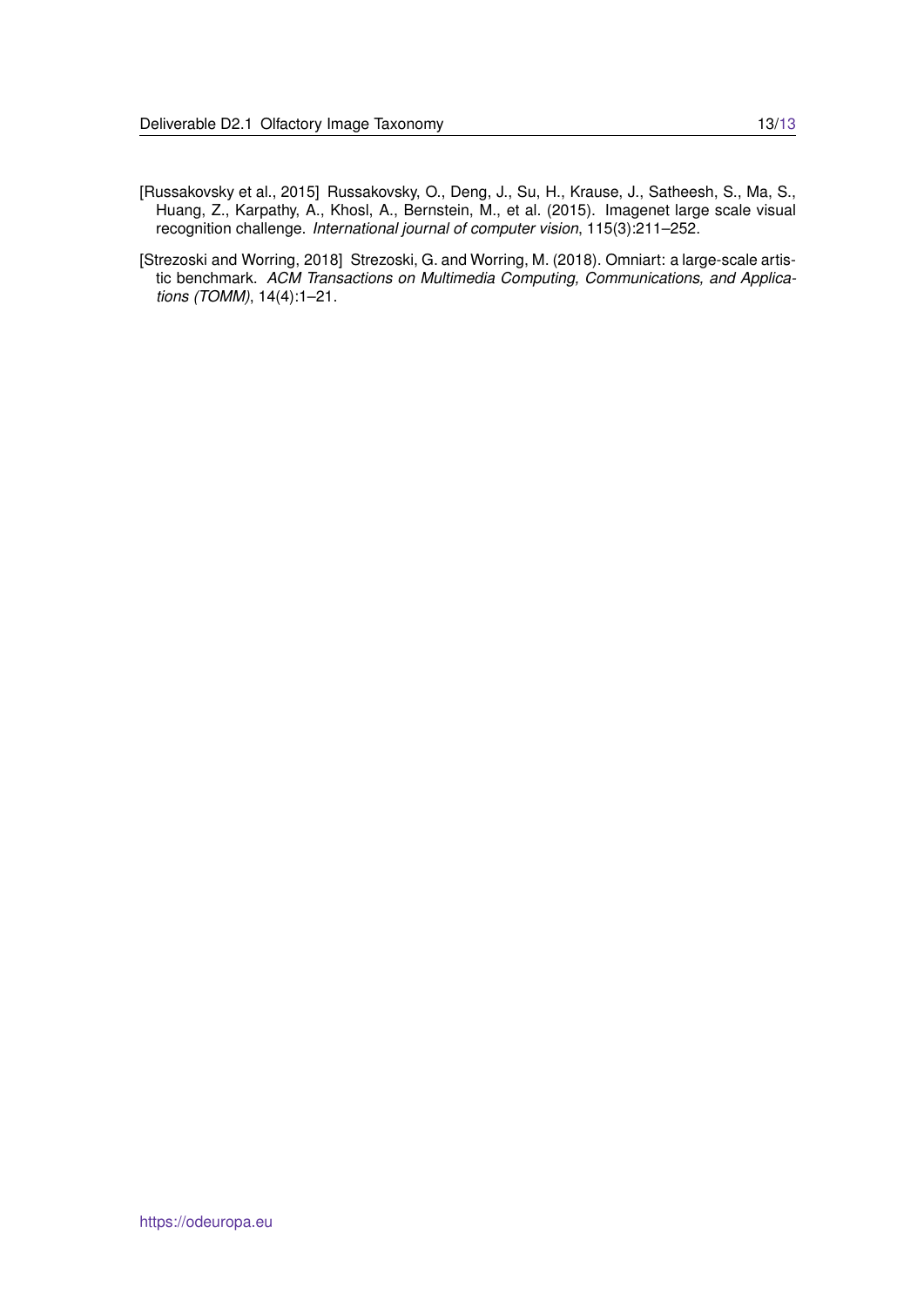[Russakovsky et al., 2015] Russakovsky, O., Deng, J., Su, H., Krause, J., Satheesh, S., Ma, S., Huang, Z., Karpathy, A., Khosl, A., Bernstein, M., et al. (2015). Imagenet large scale visual recognition challenge. *International journal of computer vision*, 115(3):211–252.

[Strezoski and Worring, 2018] Strezoski, G. and Worring, M. (2018). Omniart: a large-scale artistic benchmark. *ACM Transactions on Multimedia Computing, Communications, and Applications (TOMM)*, 14(4):1–21.